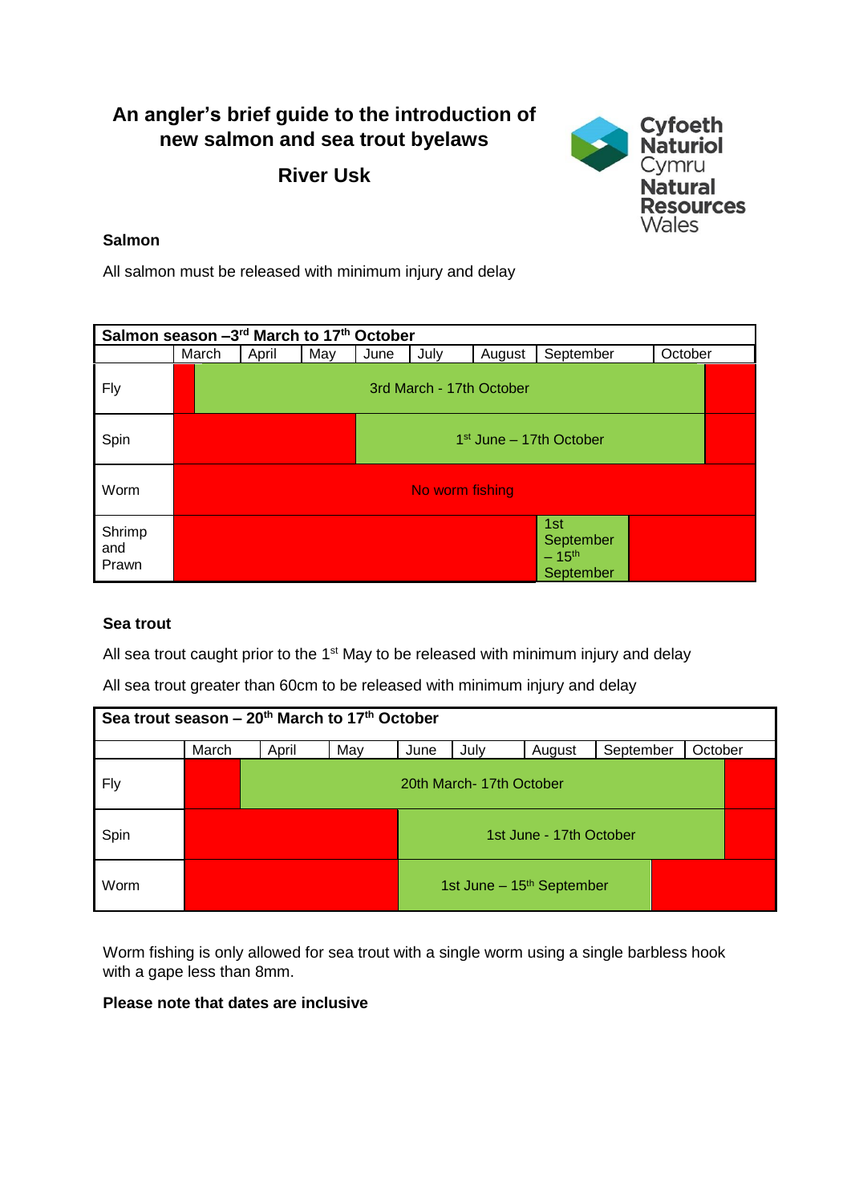# An angler's brief guide to the introduction of new salmon and sea trout byelaws

## River Usk

Cyfoeth Naturiol Cymru
Natural Resources Wales

### Salmon

All salmon must be released with minimum injury and delay

| Salmon season –3rd March to 17th October | | | | | | | | |
|---|---|---|---|---|---|---|---|---|
| | March | April | May | June | July | August | September | October |
| Fly | 3rd March - 17th October | | | | | | | |
| Spin | 1st June – 17th October | | | | | | | |
| Worm | No worm fishing | | | | | | | |
| Shrimp and Prawn | 1st September – 15th September | | | | | | | |

### Sea trout

All sea trout caught prior to the 1st May to be released with minimum injury and delay

All sea trout greater than 60cm to be released with minimum injury and delay

| Sea trout season – 20th March to 17th October | | | | | | | | |
|---|---|---|---|---|---|---|---|---|
| | March | April | May | June | July | August | September | October |
| Fly | 20th March- 17th October | | | | | | | |
| Spin | 1st June - 17th October | | | | | | | |
| Worm | 1st June – 15th September | | | | | | | |

Worm fishing is only allowed for sea trout with a single worm using a single barbless hook with a gape less than 8mm.

**Please note that dates are inclusive**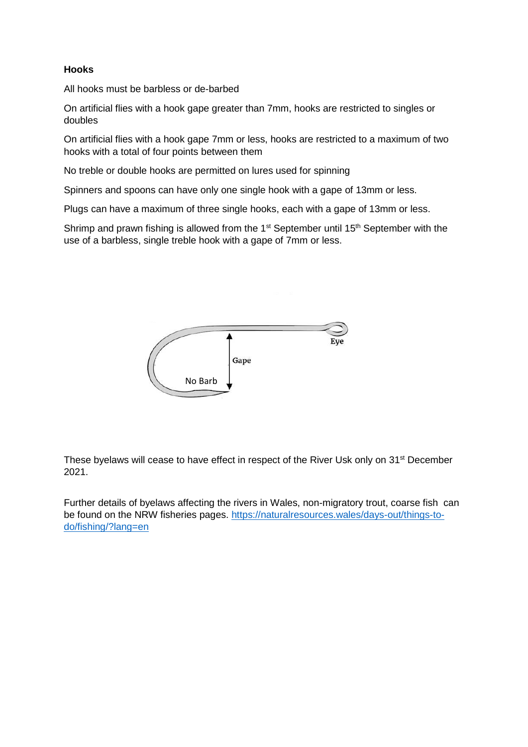**Hooks**

All hooks must be barbless or de-barbed

On artificial flies with a hook gape greater than 7mm, hooks are restricted to singles or doubles

On artificial flies with a hook gape 7mm or less, hooks are restricted to a maximum of two hooks with a total of four points between them

No treble or double hooks are permitted on lures used for spinning

Spinners and spoons can have only one single hook with a gape of 13mm or less.

Plugs can have a maximum of three single hooks, each with a gape of 13mm or less.

Shrimp and prawn fishing is allowed from the 1st September until 15th September with the use of a barbless, single treble hook with a gape of 7mm or less.

Eye

Gape

No Barb

These byelaws will cease to have effect in respect of the River Usk only on 31st December 2021.

Further details of byelaws affecting the rivers in Wales, non-migratory trout, coarse fish can be found on the NRW fisheries pages. [https://naturalresources.wales/days-out/things-to-do/fishing/?lang=en](https://naturalresources.wales/days-out/things-to-do/fishing/?lang=en)